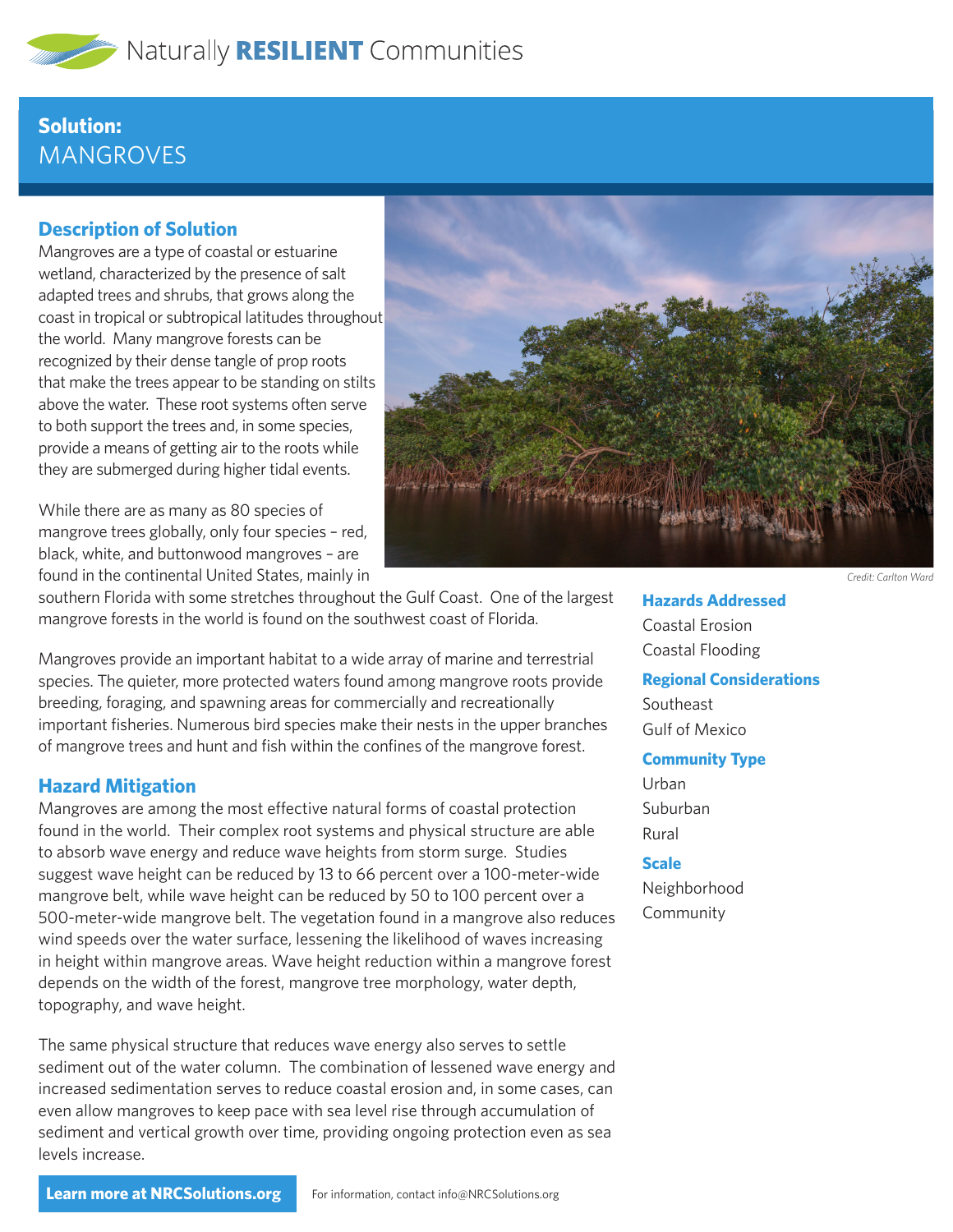Naturally **RESILIENT** Communities

# Solution: MANGROVES

## Description of Solution

Mangroves are a type of coastal or estuarine wetland, characterized by the presence of salt adapted trees and shrubs, that grows along the coast in tropical or subtropical latitudes throughout the world. Many mangrove forests can be recognized by their dense tangle of prop roots that make the trees appear to be standing on stilts above the water. These root systems often serve to both support the trees and, in some species, provide a means of getting air to the roots while they are submerged during higher tidal events.

While there are as many as 80 species of mangrove trees globally, only four species – red, black, white, and buttonwood mangroves – are found in the continental United States, mainly in southern Florida with some stretches throughout the Gulf Coast. One of the largest mangrove forests in the world is found on the southwest coast of Florida.

Credit: Carlton Ward

Mangroves provide an important habitat to a wide array of marine and terrestrial species. The quieter, more protected waters found among mangrove roots provide breeding, foraging, and spawning areas for commercially and recreationally important fisheries. Numerous bird species make their nests in the upper branches of mangrove trees and hunt and fish within the confines of the mangrove forest.

## Hazard Mitigation

Mangroves are among the most effective natural forms of coastal protection found in the world. Their complex root systems and physical structure are able to absorb wave energy and reduce wave heights from storm surge. Studies suggest wave height can be reduced by 13 to 66 percent over a 100-meter-wide mangrove belt, while wave height can be reduced by 50 to 100 percent over a 500-meter-wide mangrove belt. The vegetation found in a mangrove also reduces wind speeds over the water surface, lessening the likelihood of waves increasing in height within mangrove areas. Wave height reduction within a mangrove forest depends on the width of the forest, mangrove tree morphology, water depth, topography, and wave height.

The same physical structure that reduces wave energy also serves to settle sediment out of the water column. The combination of lessened wave energy and increased sedimentation serves to reduce coastal erosion and, in some cases, can even allow mangroves to keep pace with sea level rise through accumulation of sediment and vertical growth over time, providing ongoing protection even as sea levels increase.

### Hazards Addressed

Coastal Erosion
Coastal Flooding

### Regional Considerations

Southeast
Gulf of Mexico

### Community Type

Urban
Suburban
Rural

### Scale

Neighborhood
Community

**Learn more at NRCSolutions.org**

For information, contact info@NRCSolutions.org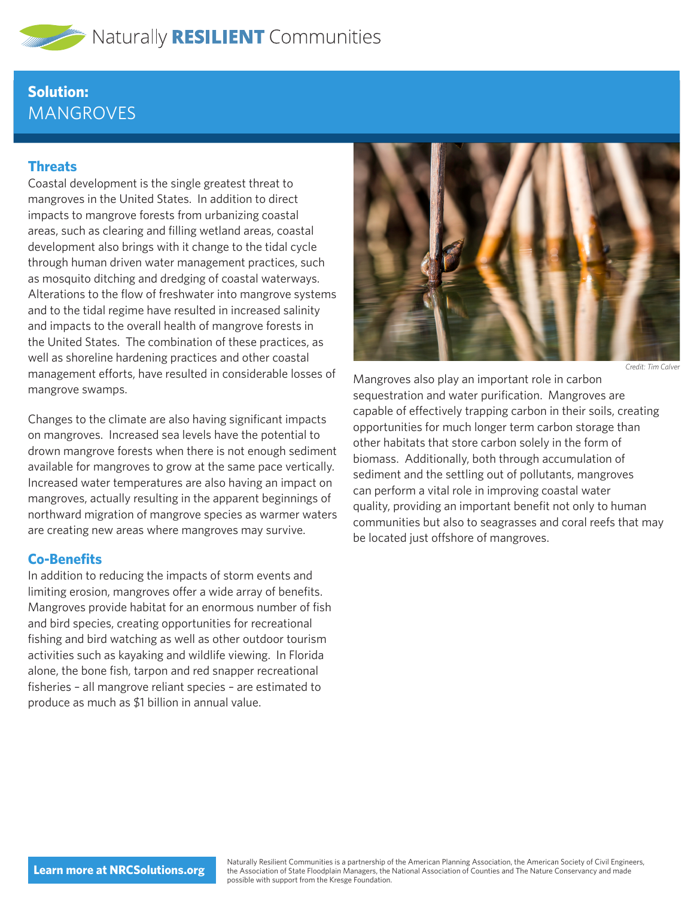Naturally **RESILIENT** Communities

## Solution: MANGROVES

### Threats

Coastal development is the single greatest threat to mangroves in the United States. In addition to direct impacts to mangrove forests from urbanizing coastal areas, such as clearing and filling wetland areas, coastal development also brings with it change to the tidal cycle through human driven water management practices, such as mosquito ditching and dredging of coastal waterways. Alterations to the flow of freshwater into mangrove systems and to the tidal regime have resulted in increased salinity and impacts to the overall health of mangrove forests in the United States. The combination of these practices, as well as shoreline hardening practices and other coastal management efforts, have resulted in considerable losses of mangrove swamps.

Changes to the climate are also having significant impacts on mangroves. Increased sea levels have the potential to drown mangrove forests when there is not enough sediment available for mangroves to grow at the same pace vertically. Increased water temperatures are also having an impact on mangroves, actually resulting in the apparent beginnings of northward migration of mangrove species as warmer waters are creating new areas where mangroves may survive.

### Co-Benefits

In addition to reducing the impacts of storm events and limiting erosion, mangroves offer a wide array of benefits. Mangroves provide habitat for an enormous number of fish and bird species, creating opportunities for recreational fishing and bird watching as well as other outdoor tourism activities such as kayaking and wildlife viewing. In Florida alone, the bone fish, tarpon and red snapper recreational fisheries – all mangrove reliant species – are estimated to produce as much as $1 billion in annual value.

*Credit: Tim Calver*

Mangroves also play an important role in carbon sequestration and water purification. Mangroves are capable of effectively trapping carbon in their soils, creating opportunities for much longer term carbon storage than other habitats that store carbon solely in the form of biomass. Additionally, both through accumulation of sediment and the settling out of pollutants, mangroves can perform a vital role in improving coastal water quality, providing an important benefit not only to human communities but also to seagrasses and coral reefs that may be located just offshore of mangroves.

**Learn more at NRCSolutions.org**

Naturally Resilient Communities is a partnership of the American Planning Association, the American Society of Civil Engineers, the Association of State Floodplain Managers, the National Association of Counties and The Nature Conservancy and made possible with support from the Kresge Foundation.